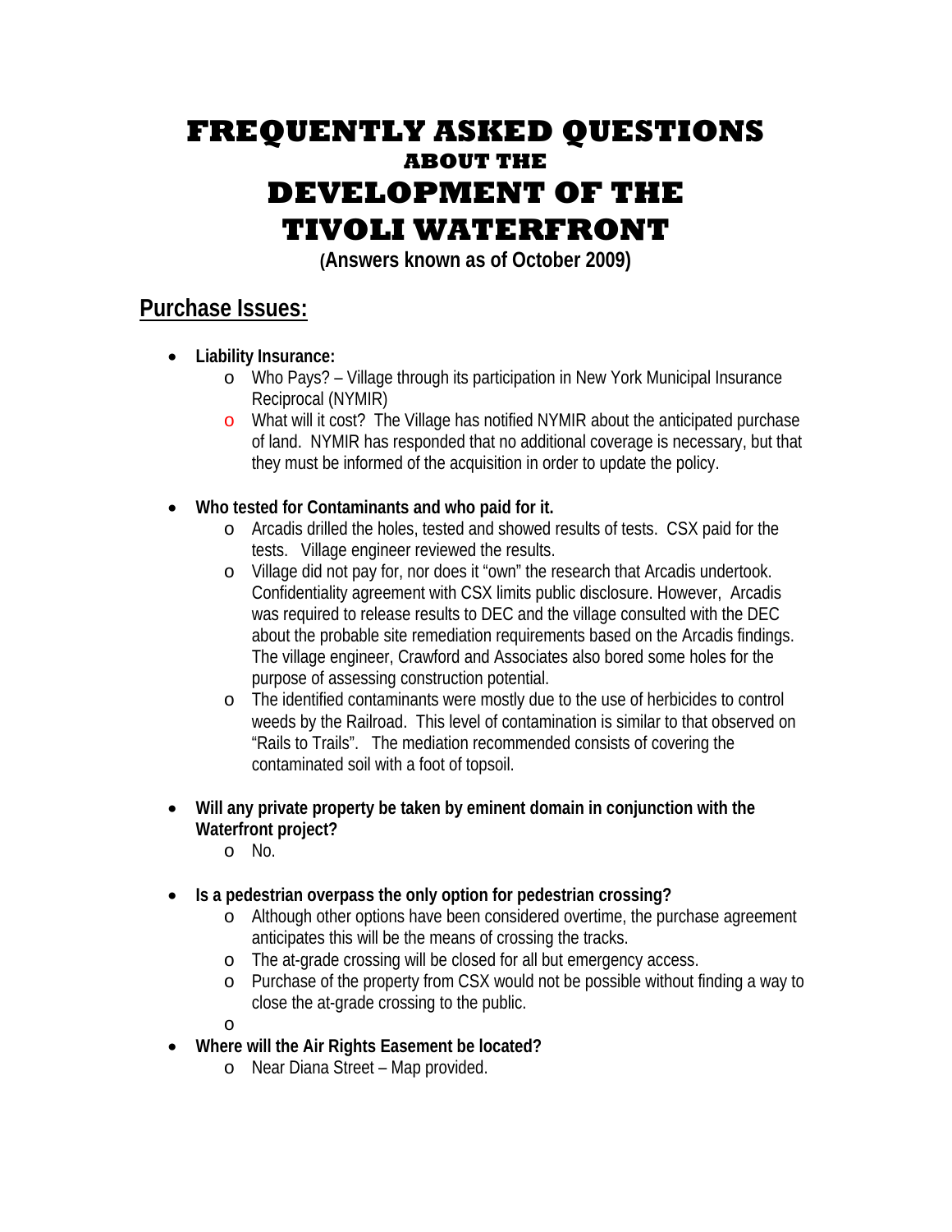# FREQUENTLY ASKED QUESTIONS
### ABOUT THE
# DEVELOPMENT OF THE TIVOLI WATERFRONT

**(Answers known as of October 2009)**

## Purchase Issues:

- **Liability Insurance:**
  - Who Pays? – Village through its participation in New York Municipal Insurance Reciprocal (NYMIR)
  - What will it cost? The Village has notified NYMIR about the anticipated purchase of land. NYMIR has responded that no additional coverage is necessary, but that they must be informed of the acquisition in order to update the policy.

- **Who tested for Contaminants and who paid for it.**
  - Arcadis drilled the holes, tested and showed results of tests. CSX paid for the tests. Village engineer reviewed the results.
  - Village did not pay for, nor does it "own" the research that Arcadis undertook. Confidentiality agreement with CSX limits public disclosure. However, Arcadis was required to release results to DEC and the village consulted with the DEC about the probable site remediation requirements based on the Arcadis findings. The village engineer, Crawford and Associates also bored some holes for the purpose of assessing construction potential.
  - The identified contaminants were mostly due to the use of herbicides to control weeds by the Railroad. This level of contamination is similar to that observed on "Rails to Trails". The mediation recommended consists of covering the contaminated soil with a foot of topsoil.

- **Will any private property be taken by eminent domain in conjunction with the Waterfront project?**
  - No.

- **Is a pedestrian overpass the only option for pedestrian crossing?**
  - Although other options have been considered overtime, the purchase agreement anticipates this will be the means of crossing the tracks.
  - The at-grade crossing will be closed for all but emergency access.
  - Purchase of the property from CSX would not be possible without finding a way to close the at-grade crossing to the public.

- **Where will the Air Rights Easement be located?**
  - Near Diana Street – Map provided.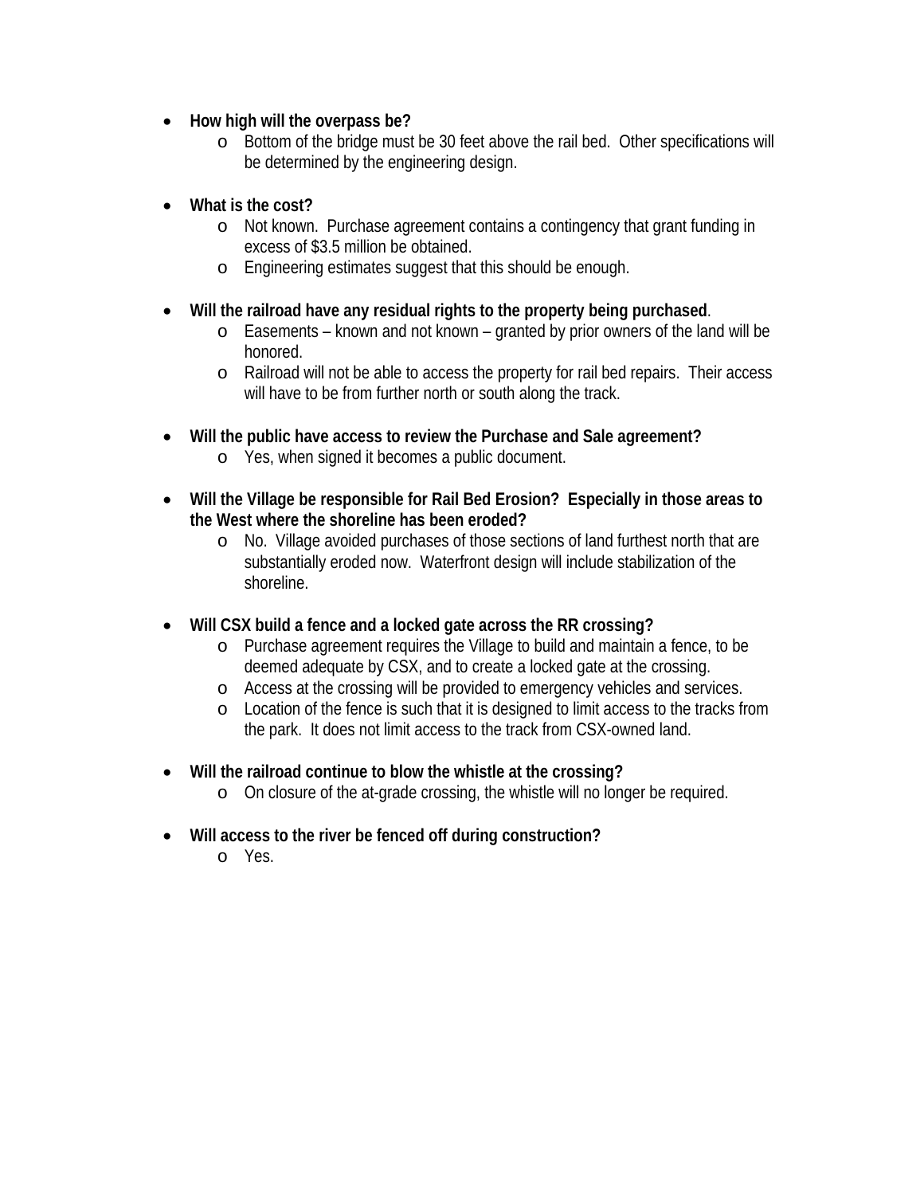- **How high will the overpass be?**
    - Bottom of the bridge must be 30 feet above the rail bed. Other specifications will be determined by the engineering design.

- **What is the cost?**
    - Not known. Purchase agreement contains a contingency that grant funding in excess of $3.5 million be obtained.
    - Engineering estimates suggest that this should be enough.

- **Will the railroad have any residual rights to the property being purchased**.
    - Easements – known and not known – granted by prior owners of the land will be honored.
    - Railroad will not be able to access the property for rail bed repairs. Their access will have to be from further north or south along the track.

- **Will the public have access to review the Purchase and Sale agreement?**
    - Yes, when signed it becomes a public document.

- **Will the Village be responsible for Rail Bed Erosion? Especially in those areas to the West where the shoreline has been eroded?**
    - No. Village avoided purchases of those sections of land furthest north that are substantially eroded now. Waterfront design will include stabilization of the shoreline.

- **Will CSX build a fence and a locked gate across the RR crossing?**
    - Purchase agreement requires the Village to build and maintain a fence, to be deemed adequate by CSX, and to create a locked gate at the crossing.
    - Access at the crossing will be provided to emergency vehicles and services.
    - Location of the fence is such that it is designed to limit access to the tracks from the park. It does not limit access to the track from CSX-owned land.

- **Will the railroad continue to blow the whistle at the crossing?**
    - On closure of the at-grade crossing, the whistle will no longer be required.

- **Will access to the river be fenced off during construction?**
    - Yes.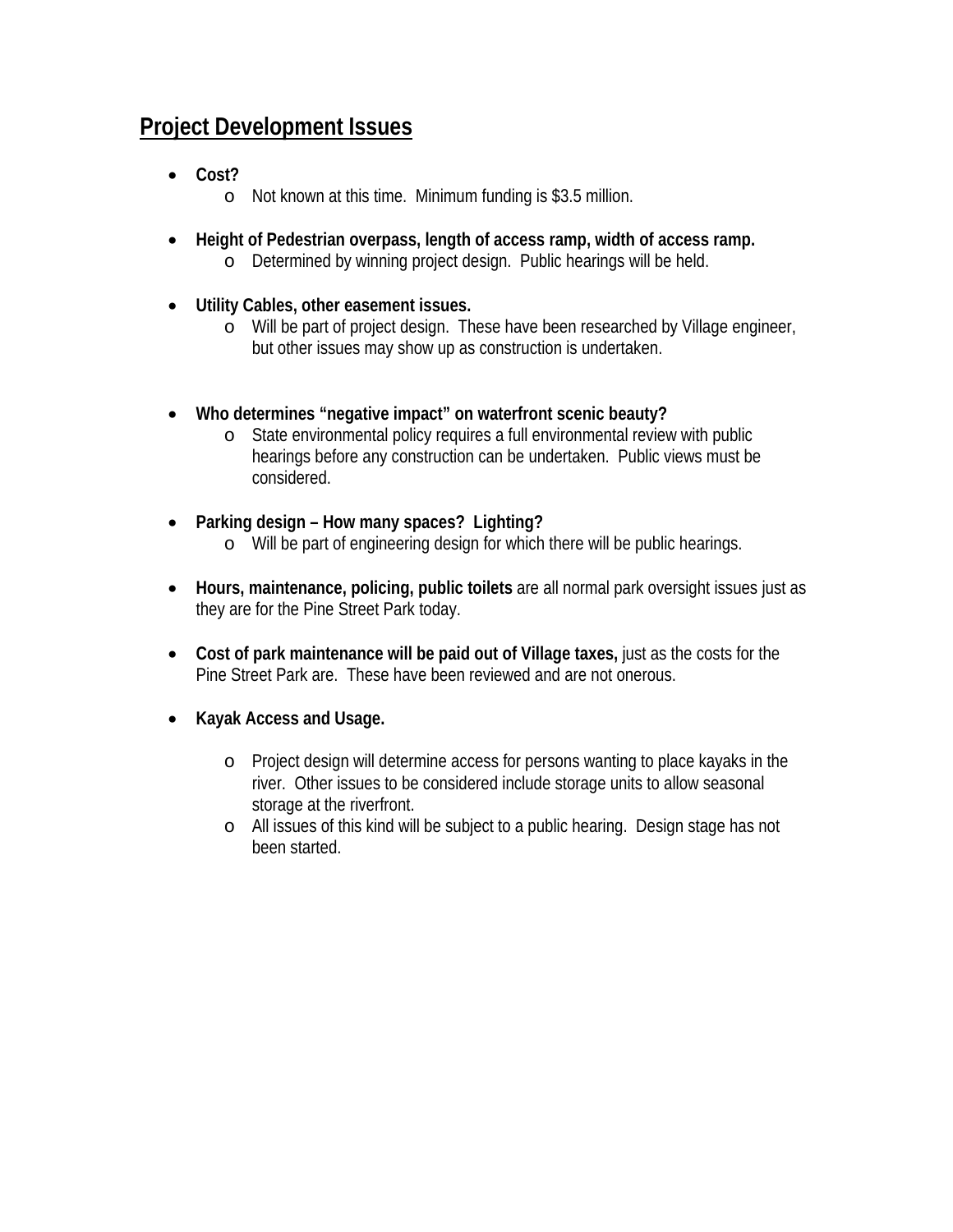## Project Development Issues

- **Cost?**
  - Not known at this time. Minimum funding is $3.5 million.

- **Height of Pedestrian overpass, length of access ramp, width of access ramp.**
  - Determined by winning project design. Public hearings will be held.

- **Utility Cables, other easement issues.**
  - Will be part of project design. These have been researched by Village engineer, but other issues may show up as construction is undertaken.

- **Who determines "negative impact" on waterfront scenic beauty?**
  - State environmental policy requires a full environmental review with public hearings before any construction can be undertaken. Public views must be considered.

- **Parking design – How many spaces? Lighting?**
  - Will be part of engineering design for which there will be public hearings.

- **Hours, maintenance, policing, public toilets** are all normal park oversight issues just as they are for the Pine Street Park today.

- **Cost of park maintenance will be paid out of Village taxes,** just as the costs for the Pine Street Park are. These have been reviewed and are not onerous.

- **Kayak Access and Usage.**
  - Project design will determine access for persons wanting to place kayaks in the river. Other issues to be considered include storage units to allow seasonal storage at the riverfront.
  - All issues of this kind will be subject to a public hearing. Design stage has not been started.